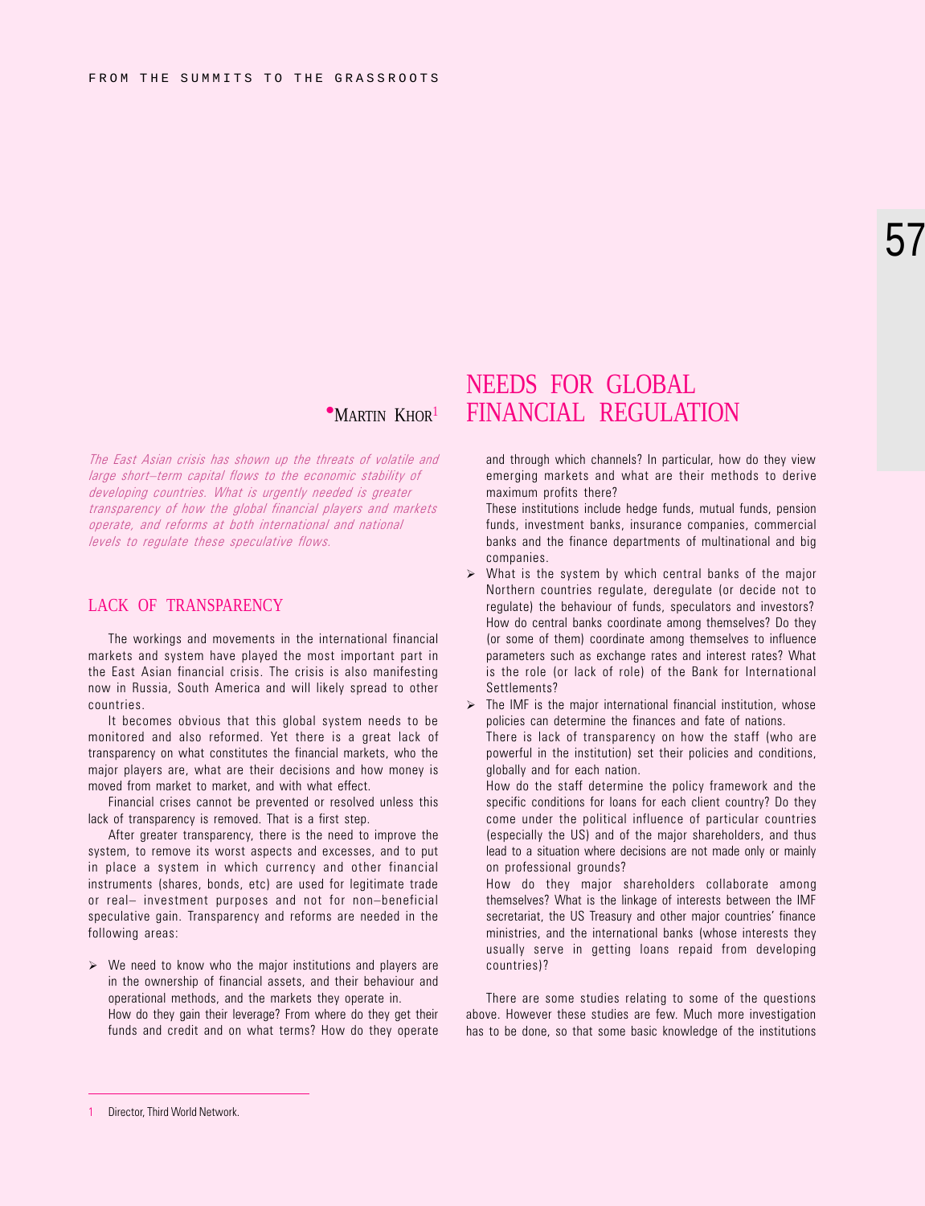# NEEDS FOR GLOBAL FINANCIAL REGULATION

MARTIN KHOR[1]

*The East Asian crisis has shown up the threats of volatile and large short–term capital flows to the economic stability of developing countries. What is urgently needed is greater transparency of how the global financial players and markets operate, and reforms at both international and national levels to regulate these speculative flows.*

## LACK OF TRANSPARENCY

The workings and movements in the international financial markets and system have played the most important part in the East Asian financial crisis. The crisis is also manifesting now in Russia, South America and will likely spread to other countries.

It becomes obvious that this global system needs to be monitored and also reformed. Yet there is a great lack of transparency on what constitutes the financial markets, who the major players are, what are their decisions and how money is moved from market to market, and with what effect.

Financial crises cannot be prevented or resolved unless this lack of transparency is removed. That is a first step.

After greater transparency, there is the need to improve the system, to remove its worst aspects and excesses, and to put in place a system in which currency and other financial instruments (shares, bonds, etc) are used for legitimate trade or real– investment purposes and not for non–beneficial speculative gain. Transparency and reforms are needed in the following areas:

- We need to know who the major institutions and players are in the ownership of financial assets, and their behaviour and operational methods, and the markets they operate in.
  How do they gain their leverage? From where do they get their funds and credit and on what terms? How do they operate and through which channels? In particular, how do they view emerging markets and what are their methods to derive maximum profits there?
  These institutions include hedge funds, mutual funds, pension funds, investment banks, insurance companies, commercial banks and the finance departments of multinational and big companies.
- What is the system by which central banks of the major Northern countries regulate, deregulate (or decide not to regulate) the behaviour of funds, speculators and investors? How do central banks coordinate among themselves? Do they (or some of them) coordinate among themselves to influence parameters such as exchange rates and interest rates? What is the role (or lack of role) of the Bank for International Settlements?
- The IMF is the major international financial institution, whose policies can determine the finances and fate of nations.
  There is lack of transparency on how the staff (who are powerful in the institution) set their policies and conditions, globally and for each nation.
  How do the staff determine the policy framework and the specific conditions for loans for each client country? Do they come under the political influence of particular countries (especially the US) and of the major shareholders, and thus lead to a situation where decisions are not made only or mainly on professional grounds?
  How do they major shareholders collaborate among themselves? What is the linkage of interests between the IMF secretariat, the US Treasury and other major countries' finance ministries, and the international banks (whose interests they usually serve in getting loans repaid from developing countries)?

There are some studies relating to some of the questions above. However these studies are few. Much more investigation has to be done, so that some basic knowledge of the institutions

---

[1] Director, Third World Network.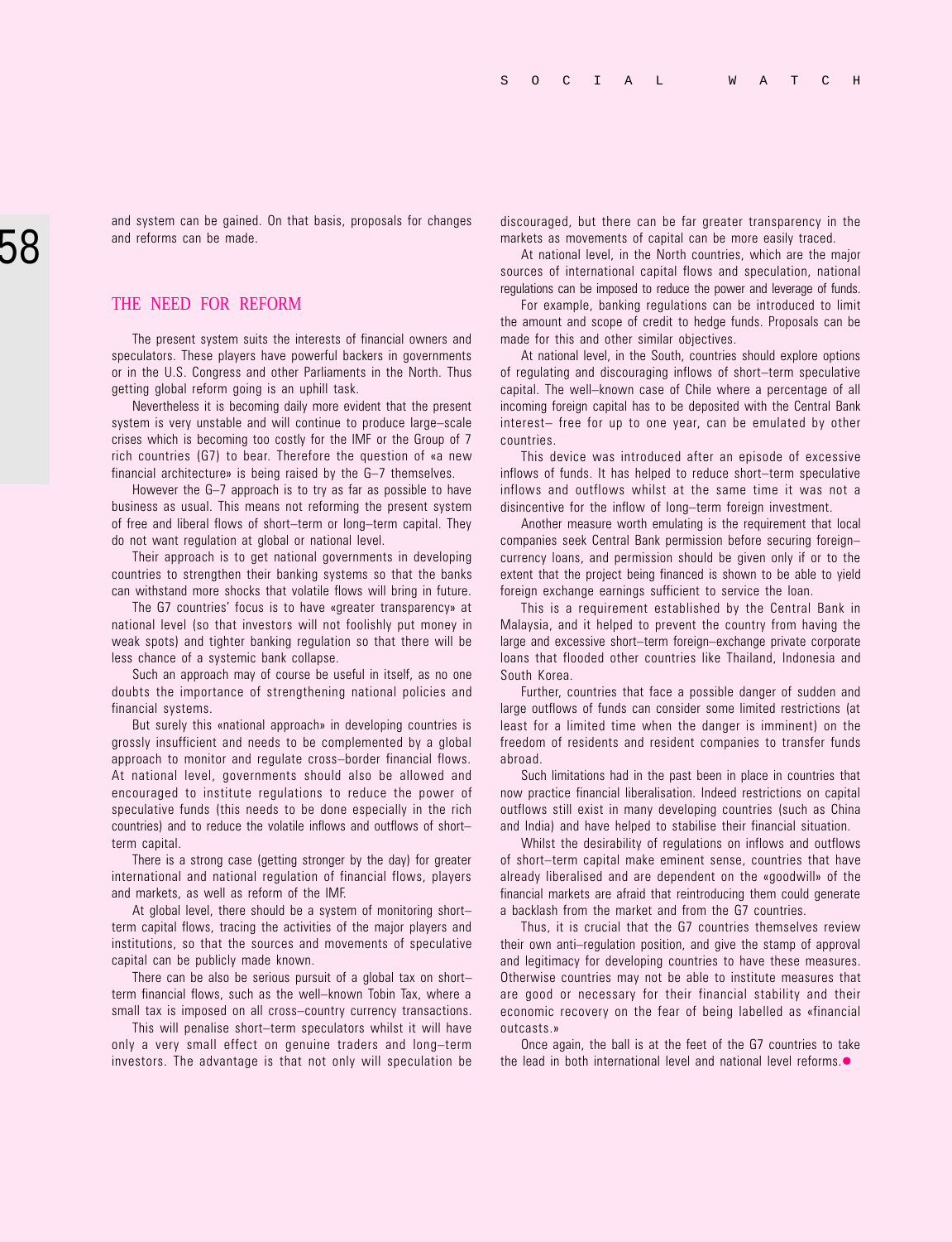and system can be gained. On that basis, proposals for changes and reforms can be made.

## THE NEED FOR REFORM

The present system suits the interests of financial owners and speculators. These players have powerful backers in governments or in the U.S. Congress and other Parliaments in the North. Thus getting global reform going is an uphill task.

Nevertheless it is becoming daily more evident that the present system is very unstable and will continue to produce large–scale crises which is becoming too costly for the IMF or the Group of 7 rich countries (G7) to bear. Therefore the question of «a new financial architecture» is being raised by the G–7 themselves.

However the G–7 approach is to try as far as possible to have business as usual. This means not reforming the present system of free and liberal flows of short–term or long–term capital. They do not want regulation at global or national level.

Their approach is to get national governments in developing countries to strengthen their banking systems so that the banks can withstand more shocks that volatile flows will bring in future.

The G7 countries' focus is to have «greater transparency» at national level (so that investors will not foolishly put money in weak spots) and tighter banking regulation so that there will be less chance of a systemic bank collapse.

Such an approach may of course be useful in itself, as no one doubts the importance of strengthening national policies and financial systems.

But surely this «national approach» in developing countries is grossly insufficient and needs to be complemented by a global approach to monitor and regulate cross–border financial flows. At national level, governments should also be allowed and encouraged to institute regulations to reduce the power of speculative funds (this needs to be done especially in the rich countries) and to reduce the volatile inflows and outflows of short–term capital.

There is a strong case (getting stronger by the day) for greater international and national regulation of financial flows, players and markets, as well as reform of the IMF.

At global level, there should be a system of monitoring short–term capital flows, tracing the activities of the major players and institutions, so that the sources and movements of speculative capital can be publicly made known.

There can be also be serious pursuit of a global tax on short–term financial flows, such as the well–known Tobin Tax, where a small tax is imposed on all cross–country currency transactions.

This will penalise short–term speculators whilst it will have only a very small effect on genuine traders and long–term investors. The advantage is that not only will speculation be discouraged, but there can be far greater transparency in the markets as movements of capital can be more easily traced.

At national level, in the North countries, which are the major sources of international capital flows and speculation, national regulations can be imposed to reduce the power and leverage of funds.

For example, banking regulations can be introduced to limit the amount and scope of credit to hedge funds. Proposals can be made for this and other similar objectives.

At national level, in the South, countries should explore options of regulating and discouraging inflows of short–term speculative capital. The well–known case of Chile where a percentage of all incoming foreign capital has to be deposited with the Central Bank interest– free for up to one year, can be emulated by other countries.

This device was introduced after an episode of excessive inflows of funds. It has helped to reduce short–term speculative inflows and outflows whilst at the same time it was not a disincentive for the inflow of long–term foreign investment.

Another measure worth emulating is the requirement that local companies seek Central Bank permission before securing foreign–currency loans, and permission should be given only if or to the extent that the project being financed is shown to be able to yield foreign exchange earnings sufficient to service the loan.

This is a requirement established by the Central Bank in Malaysia, and it helped to prevent the country from having the large and excessive short–term foreign–exchange private corporate loans that flooded other countries like Thailand, Indonesia and South Korea.

Further, countries that face a possible danger of sudden and large outflows of funds can consider some limited restrictions (at least for a limited time when the danger is imminent) on the freedom of residents and resident companies to transfer funds abroad.

Such limitations had in the past been in place in countries that now practice financial liberalisation. Indeed restrictions on capital outflows still exist in many developing countries (such as China and India) and have helped to stabilise their financial situation.

Whilst the desirability of regulations on inflows and outflows of short–term capital make eminent sense, countries that have already liberalised and are dependent on the «goodwill» of the financial markets are afraid that reintroducing them could generate a backlash from the market and from the G7 countries.

Thus, it is crucial that the G7 countries themselves review their own anti–regulation position, and give the stamp of approval and legitimacy for developing countries to have these measures. Otherwise countries may not be able to institute measures that are good or necessary for their financial stability and their economic recovery on the fear of being labelled as «financial outcasts.»

Once again, the ball is at the feet of the G7 countries to take the lead in both international level and national level reforms.